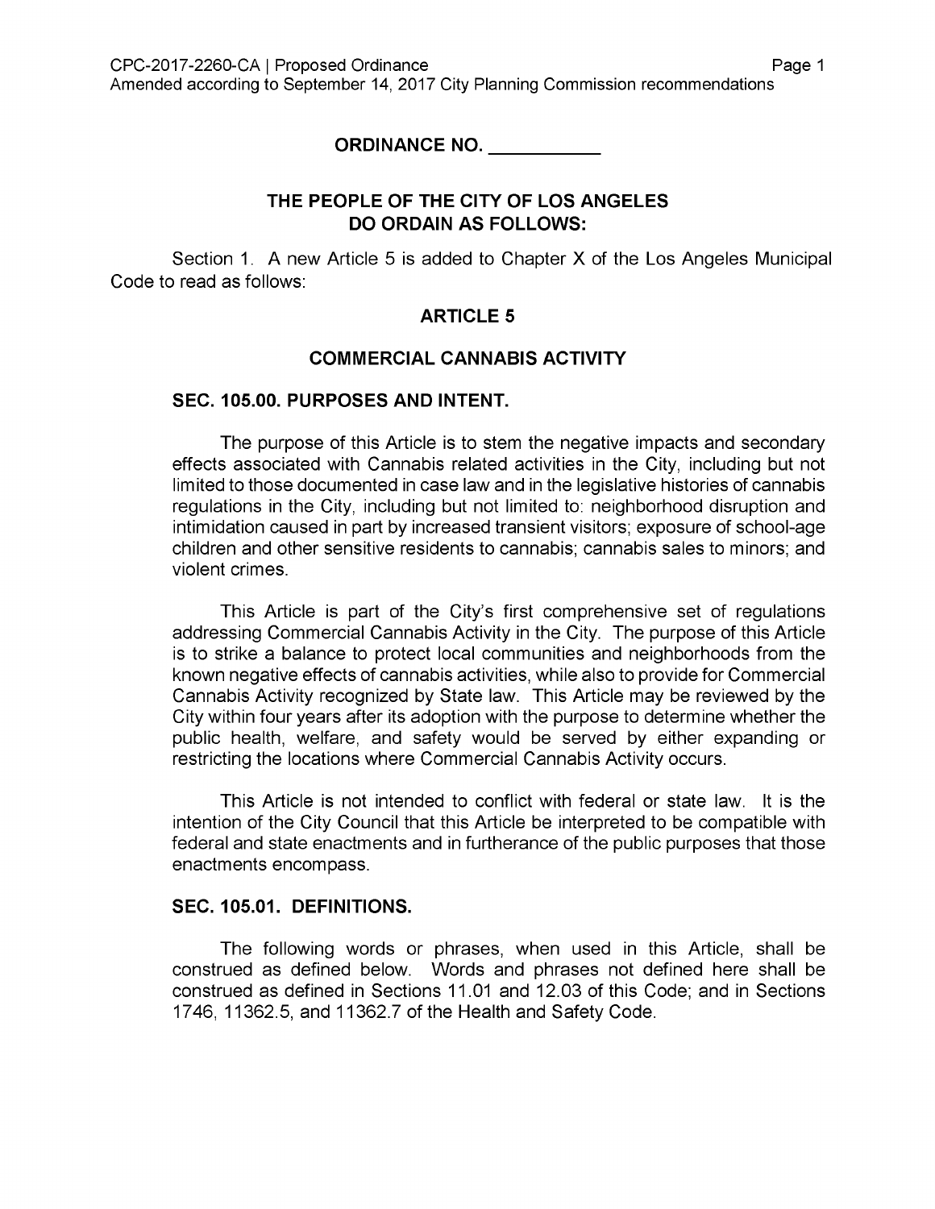**ORDINANCE NO. ___________**

**THE PEOPLE OF THE CITY OF LOS ANGELES DO ORDAIN AS FOLLOWS:**

Section 1. A new Article 5 is added to Chapter X of the Los Angeles Municipal Code to read as follows:

## ARTICLE 5

## COMMERCIAL CANNABIS ACTIVITY

### SEC. 105.00. PURPOSES AND INTENT.

The purpose of this Article is to stem the negative impacts and secondary effects associated with Cannabis related activities in the City, including but not limited to those documented in case law and in the legislative histories of cannabis regulations in the City, including but not limited to: neighborhood disruption and intimidation caused in part by increased transient visitors; exposure of school-age children and other sensitive residents to cannabis; cannabis sales to minors; and violent crimes.

This Article is part of the City's first comprehensive set of regulations addressing Commercial Cannabis Activity in the City. The purpose of this Article is to strike a balance to protect local communities and neighborhoods from the known negative effects of cannabis activities, while also to provide for Commercial Cannabis Activity recognized by State law. This Article may be reviewed by the City within four years after its adoption with the purpose to determine whether the public health, welfare, and safety would be served by either expanding or restricting the locations where Commercial Cannabis Activity occurs.

This Article is not intended to conflict with federal or state law. It is the intention of the City Council that this Article be interpreted to be compatible with federal and state enactments and in furtherance of the public purposes that those enactments encompass.

### SEC. 105.01. DEFINITIONS.

The following words or phrases, when used in this Article, shall be construed as defined below. Words and phrases not defined here shall be construed as defined in Sections 11.01 and 12.03 of this Code; and in Sections 1746, 11362.5, and 11362.7 of the Health and Safety Code.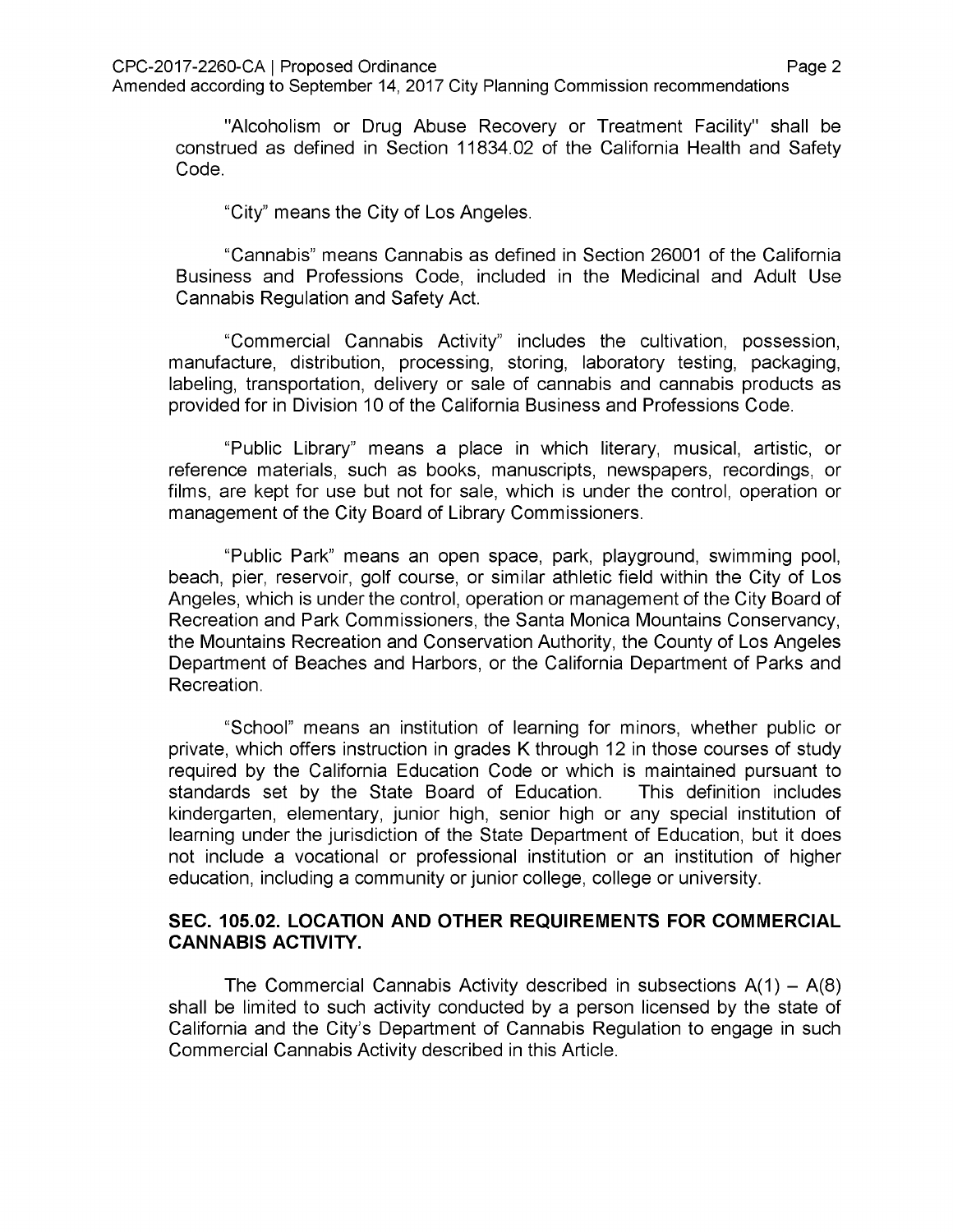"Alcoholism or Drug Abuse Recovery or Treatment Facility" shall be construed as defined in Section 11834.02 of the California Health and Safety Code.

"City" means the City of Los Angeles.

"Cannabis" means Cannabis as defined in Section 26001 of the California Business and Professions Code, included in the Medicinal and Adult Use Cannabis Regulation and Safety Act.

"Commercial Cannabis Activity" includes the cultivation, possession, manufacture, distribution, processing, storing, laboratory testing, packaging, labeling, transportation, delivery or sale of cannabis and cannabis products as provided for in Division 10 of the California Business and Professions Code.

"Public Library" means a place in which literary, musical, artistic, or reference materials, such as books, manuscripts, newspapers, recordings, or films, are kept for use but not for sale, which is under the control, operation or management of the City Board of Library Commissioners.

"Public Park" means an open space, park, playground, swimming pool, beach, pier, reservoir, golf course, or similar athletic field within the City of Los Angeles, which is under the control, operation or management of the City Board of Recreation and Park Commissioners, the Santa Monica Mountains Conservancy, the Mountains Recreation and Conservation Authority, the County of Los Angeles Department of Beaches and Harbors, or the California Department of Parks and Recreation.

"School" means an institution of learning for minors, whether public or private, which offers instruction in grades K through 12 in those courses of study required by the California Education Code or which is maintained pursuant to standards set by the State Board of Education. This definition includes kindergarten, elementary, junior high, senior high or any special institution of learning under the jurisdiction of the State Department of Education, but it does not include a vocational or professional institution or an institution of higher education, including a community or junior college, college or university.

**SEC. 105.02. LOCATION AND OTHER REQUIREMENTS FOR COMMERCIAL CANNABIS ACTIVITY.**

The Commercial Cannabis Activity described in subsections A(1) – A(8) shall be limited to such activity conducted by a person licensed by the state of California and the City's Department of Cannabis Regulation to engage in such Commercial Cannabis Activity described in this Article.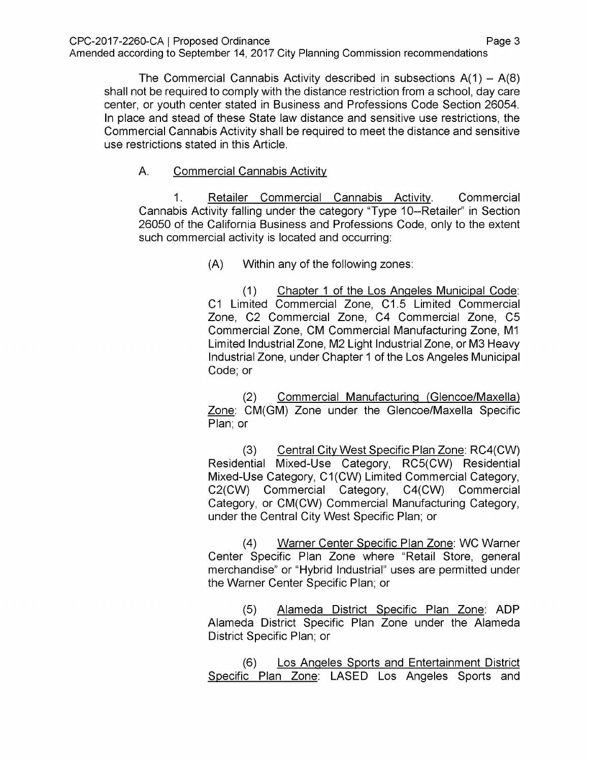The Commercial Cannabis Activity described in subsections A(1) – A(8) shall not be required to comply with the distance restriction from a school, day care center, or youth center stated in Business and Professions Code Section 26054. In place and stead of these State law distance and sensitive use restrictions, the Commercial Cannabis Activity shall be required to meet the distance and sensitive use restrictions stated in this Article.

A. Commercial Cannabis Activity

1. Retailer Commercial Cannabis Activity. Commercial Cannabis Activity falling under the category "Type 10--Retailer" in Section 26050 of the California Business and Professions Code, only to the extent such commercial activity is located and occurring:

(A) Within any of the following zones:

(1) Chapter 1 of the Los Angeles Municipal Code: C1 Limited Commercial Zone, C1.5 Limited Commercial Zone, C2 Commercial Zone, C4 Commercial Zone, C5 Commercial Zone, CM Commercial Manufacturing Zone, M1 Limited Industrial Zone, M2 Light Industrial Zone, or M3 Heavy Industrial Zone, under Chapter 1 of the Los Angeles Municipal Code; or

(2) Commercial Manufacturing (Glencoe/Maxella) Zone: CM(GM) Zone under the Glencoe/Maxella Specific Plan; or

(3) Central City West Specific Plan Zone: RC4(CW) Residential Mixed-Use Category, RC5(CW) Residential Mixed-Use Category, C1(CW) Limited Commercial Category, C2(CW) Commercial Category, C4(CW) Commercial Category, or CM(CW) Commercial Manufacturing Category, under the Central City West Specific Plan; or

(4) Warner Center Specific Plan Zone: WC Warner Center Specific Plan Zone where "Retail Store, general merchandise" or "Hybrid Industrial" uses are permitted under the Warner Center Specific Plan; or

(5) Alameda District Specific Plan Zone: ADP Alameda District Specific Plan Zone under the Alameda District Specific Plan; or

(6) Los Angeles Sports and Entertainment District Specific Plan Zone: LASED Los Angeles Sports and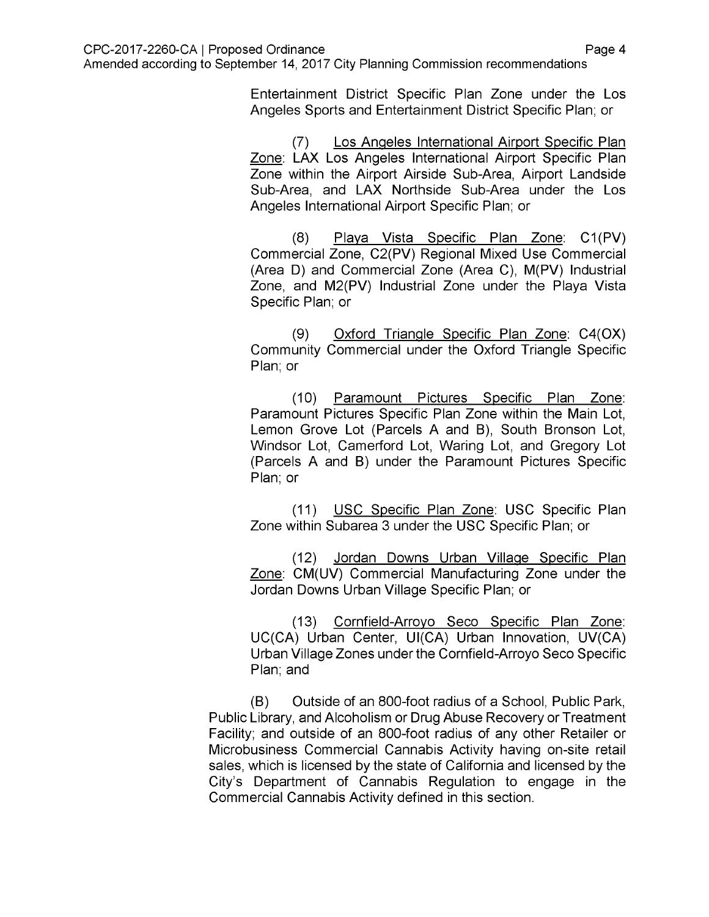Entertainment District Specific Plan Zone under the Los Angeles Sports and Entertainment District Specific Plan; or

(7) <u>Los Angeles International Airport Specific Plan Zone</u>: LAX Los Angeles International Airport Specific Plan Zone within the Airport Airside Sub-Area, Airport Landside Sub-Area, and LAX Northside Sub-Area under the Los Angeles International Airport Specific Plan; or

(8) <u>Playa Vista Specific Plan Zone</u>: C1(PV) Commercial Zone, C2(PV) Regional Mixed Use Commercial (Area D) and Commercial Zone (Area C), M(PV) Industrial Zone, and M2(PV) Industrial Zone under the Playa Vista Specific Plan; or

(9) <u>Oxford Triangle Specific Plan Zone</u>: C4(OX) Community Commercial under the Oxford Triangle Specific Plan; or

(10) <u>Paramount Pictures Specific Plan Zone</u>: Paramount Pictures Specific Plan Zone within the Main Lot, Lemon Grove Lot (Parcels A and B), South Bronson Lot, Windsor Lot, Camerford Lot, Waring Lot, and Gregory Lot (Parcels A and B) under the Paramount Pictures Specific Plan; or

(11) <u>USC Specific Plan Zone</u>: USC Specific Plan Zone within Subarea 3 under the USC Specific Plan; or

(12) <u>Jordan Downs Urban Village Specific Plan Zone</u>: CM(UV) Commercial Manufacturing Zone under the Jordan Downs Urban Village Specific Plan; or

(13) <u>Cornfield-Arroyo Seco Specific Plan Zone</u>: UC(CA) Urban Center, UI(CA) Urban Innovation, UV(CA) Urban Village Zones under the Cornfield-Arroyo Seco Specific Plan; and

(B) Outside of an 800-foot radius of a School, Public Park, Public Library, and Alcoholism or Drug Abuse Recovery or Treatment Facility; and outside of an 800-foot radius of any other Retailer or Microbusiness Commercial Cannabis Activity having on-site retail sales, which is licensed by the state of California and licensed by the City's Department of Cannabis Regulation to engage in the Commercial Cannabis Activity defined in this section.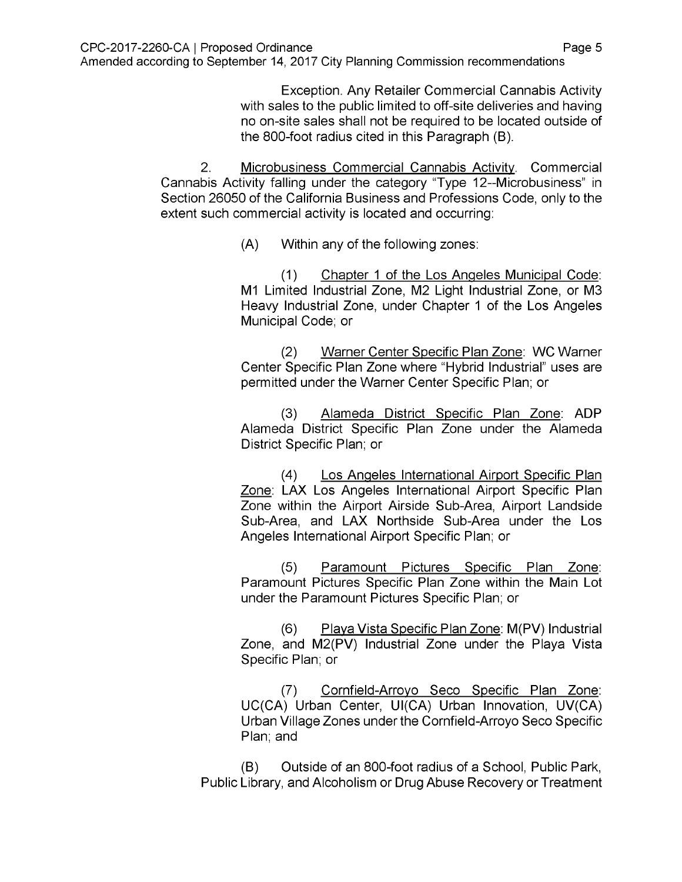Exception. Any Retailer Commercial Cannabis Activity with sales to the public limited to off-site deliveries and having no on-site sales shall not be required to be located outside of the 800-foot radius cited in this Paragraph (B).

2. Microbusiness Commercial Cannabis Activity. Commercial Cannabis Activity falling under the category "Type 12--Microbusiness" in Section 26050 of the California Business and Professions Code, only to the extent such commercial activity is located and occurring:

(A) Within any of the following zones:

(1) Chapter 1 of the Los Angeles Municipal Code: M1 Limited Industrial Zone, M2 Light Industrial Zone, or M3 Heavy Industrial Zone, under Chapter 1 of the Los Angeles Municipal Code; or

(2) Warner Center Specific Plan Zone: WC Warner Center Specific Plan Zone where "Hybrid Industrial" uses are permitted under the Warner Center Specific Plan; or

(3) Alameda District Specific Plan Zone: ADP Alameda District Specific Plan Zone under the Alameda District Specific Plan; or

(4) Los Angeles International Airport Specific Plan Zone: LAX Los Angeles International Airport Specific Plan Zone within the Airport Airside Sub-Area, Airport Landside Sub-Area, and LAX Northside Sub-Area under the Los Angeles International Airport Specific Plan; or

(5) Paramount Pictures Specific Plan Zone: Paramount Pictures Specific Plan Zone within the Main Lot under the Paramount Pictures Specific Plan; or

(6) Playa Vista Specific Plan Zone: M(PV) Industrial Zone, and M2(PV) Industrial Zone under the Playa Vista Specific Plan; or

(7) Cornfield-Arroyo Seco Specific Plan Zone: UC(CA) Urban Center, UI(CA) Urban Innovation, UV(CA) Urban Village Zones under the Cornfield-Arroyo Seco Specific Plan; and

(B) Outside of an 800-foot radius of a School, Public Park, Public Library, and Alcoholism or Drug Abuse Recovery or Treatment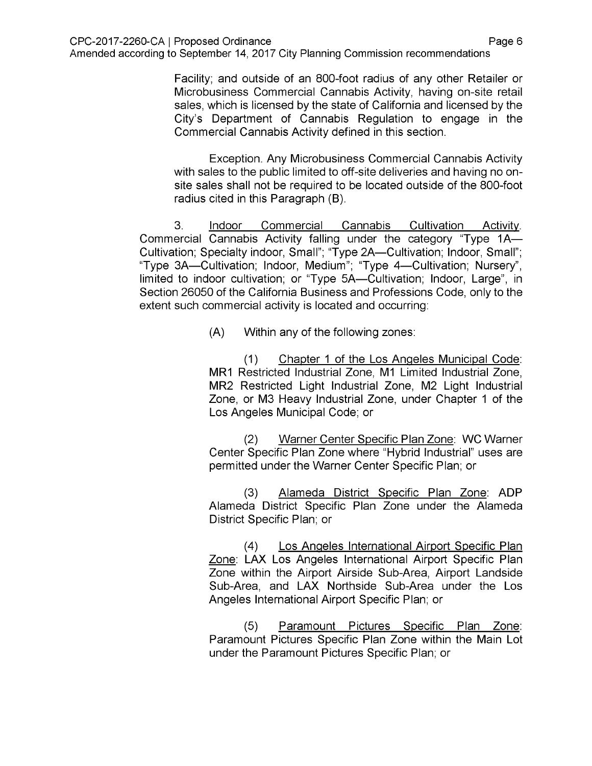Facility; and outside of an 800-foot radius of any other Retailer or Microbusiness Commercial Cannabis Activity, having on-site retail sales, which is licensed by the state of California and licensed by the City's Department of Cannabis Regulation to engage in the Commercial Cannabis Activity defined in this section.

Exception. Any Microbusiness Commercial Cannabis Activity with sales to the public limited to off-site deliveries and having no on-site sales shall not be required to be located outside of the 800-foot radius cited in this Paragraph (B).

3. Indoor Commercial Cannabis Cultivation Activity. Commercial Cannabis Activity falling under the category "Type 1A—Cultivation; Specialty indoor, Small"; "Type 2A—Cultivation; Indoor, Small"; "Type 3A—Cultivation; Indoor, Medium"; "Type 4—Cultivation; Nursery", limited to indoor cultivation; or "Type 5A—Cultivation; Indoor, Large", in Section 26050 of the California Business and Professions Code, only to the extent such commercial activity is located and occurring:

(A) Within any of the following zones:

(1) Chapter 1 of the Los Angeles Municipal Code: MR1 Restricted Industrial Zone, M1 Limited Industrial Zone, MR2 Restricted Light Industrial Zone, M2 Light Industrial Zone, or M3 Heavy Industrial Zone, under Chapter 1 of the Los Angeles Municipal Code; or

(2) Warner Center Specific Plan Zone: WC Warner Center Specific Plan Zone where "Hybrid Industrial" uses are permitted under the Warner Center Specific Plan; or

(3) Alameda District Specific Plan Zone: ADP Alameda District Specific Plan Zone under the Alameda District Specific Plan; or

(4) Los Angeles International Airport Specific Plan Zone: LAX Los Angeles International Airport Specific Plan Zone within the Airport Airside Sub-Area, Airport Landside Sub-Area, and LAX Northside Sub-Area under the Los Angeles International Airport Specific Plan; or

(5) Paramount Pictures Specific Plan Zone: Paramount Pictures Specific Plan Zone within the Main Lot under the Paramount Pictures Specific Plan; or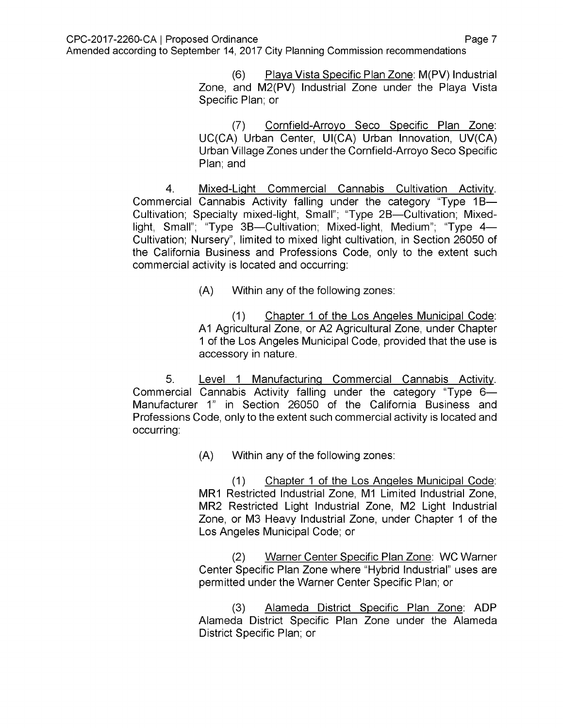(6) Playa Vista Specific Plan Zone: M(PV) Industrial Zone, and M2(PV) Industrial Zone under the Playa Vista Specific Plan; or

(7) Cornfield-Arroyo Seco Specific Plan Zone: UC(CA) Urban Center, UI(CA) Urban Innovation, UV(CA) Urban Village Zones under the Cornfield-Arroyo Seco Specific Plan; and

4. Mixed-Light Commercial Cannabis Cultivation Activity. Commercial Cannabis Activity falling under the category "Type 1B—Cultivation; Specialty mixed-light, Small"; "Type 2B—Cultivation; Mixed-light, Small"; "Type 3B—Cultivation; Mixed-light, Medium"; "Type 4—Cultivation; Nursery", limited to mixed light cultivation, in Section 26050 of the California Business and Professions Code, only to the extent such commercial activity is located and occurring:

(A) Within any of the following zones:

(1) Chapter 1 of the Los Angeles Municipal Code: A1 Agricultural Zone, or A2 Agricultural Zone, under Chapter 1 of the Los Angeles Municipal Code, provided that the use is accessory in nature.

5. Level 1 Manufacturing Commercial Cannabis Activity. Commercial Cannabis Activity falling under the category "Type 6—Manufacturer 1" in Section 26050 of the California Business and Professions Code, only to the extent such commercial activity is located and occurring:

(A) Within any of the following zones:

(1) Chapter 1 of the Los Angeles Municipal Code: MR1 Restricted Industrial Zone, M1 Limited Industrial Zone, MR2 Restricted Light Industrial Zone, M2 Light Industrial Zone, or M3 Heavy Industrial Zone, under Chapter 1 of the Los Angeles Municipal Code; or

(2) Warner Center Specific Plan Zone: WC Warner Center Specific Plan Zone where "Hybrid Industrial" uses are permitted under the Warner Center Specific Plan; or

(3) Alameda District Specific Plan Zone: ADP Alameda District Specific Plan Zone under the Alameda District Specific Plan; or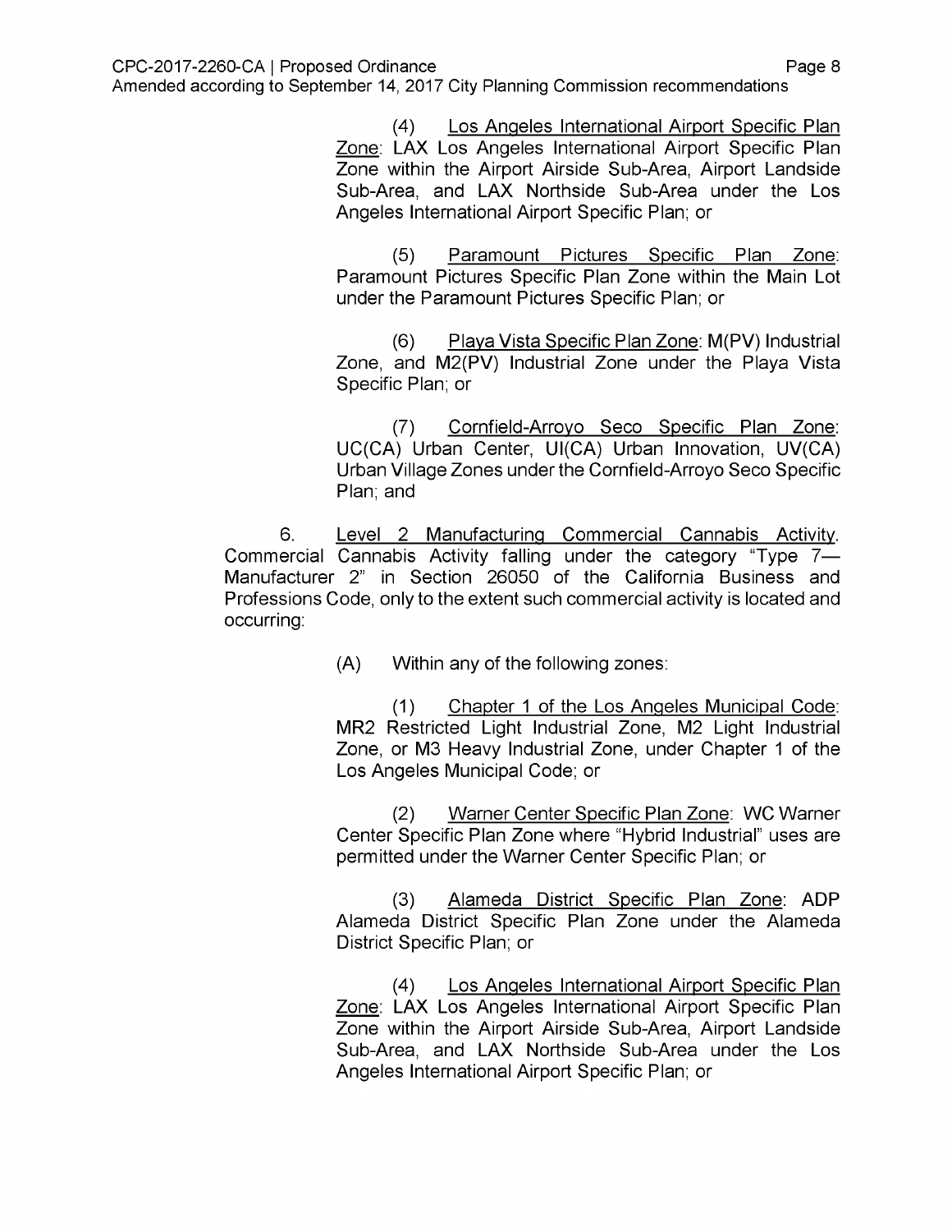(4) Los Angeles International Airport Specific Plan Zone: LAX Los Angeles International Airport Specific Plan Zone within the Airport Airside Sub-Area, Airport Landside Sub-Area, and LAX Northside Sub-Area under the Los Angeles International Airport Specific Plan; or

(5) Paramount Pictures Specific Plan Zone: Paramount Pictures Specific Plan Zone within the Main Lot under the Paramount Pictures Specific Plan; or

(6) Playa Vista Specific Plan Zone: M(PV) Industrial Zone, and M2(PV) Industrial Zone under the Playa Vista Specific Plan; or

(7) Cornfield-Arroyo Seco Specific Plan Zone: UC(CA) Urban Center, UI(CA) Urban Innovation, UV(CA) Urban Village Zones under the Cornfield-Arroyo Seco Specific Plan; and

6. Level 2 Manufacturing Commercial Cannabis Activity. Commercial Cannabis Activity falling under the category "Type 7—Manufacturer 2" in Section 26050 of the California Business and Professions Code, only to the extent such commercial activity is located and occurring:

(A) Within any of the following zones:

(1) Chapter 1 of the Los Angeles Municipal Code: MR2 Restricted Light Industrial Zone, M2 Light Industrial Zone, or M3 Heavy Industrial Zone, under Chapter 1 of the Los Angeles Municipal Code; or

(2) Warner Center Specific Plan Zone: WC Warner Center Specific Plan Zone where "Hybrid Industrial" uses are permitted under the Warner Center Specific Plan; or

(3) Alameda District Specific Plan Zone: ADP Alameda District Specific Plan Zone under the Alameda District Specific Plan; or

(4) Los Angeles International Airport Specific Plan Zone: LAX Los Angeles International Airport Specific Plan Zone within the Airport Airside Sub-Area, Airport Landside Sub-Area, and LAX Northside Sub-Area under the Los Angeles International Airport Specific Plan; or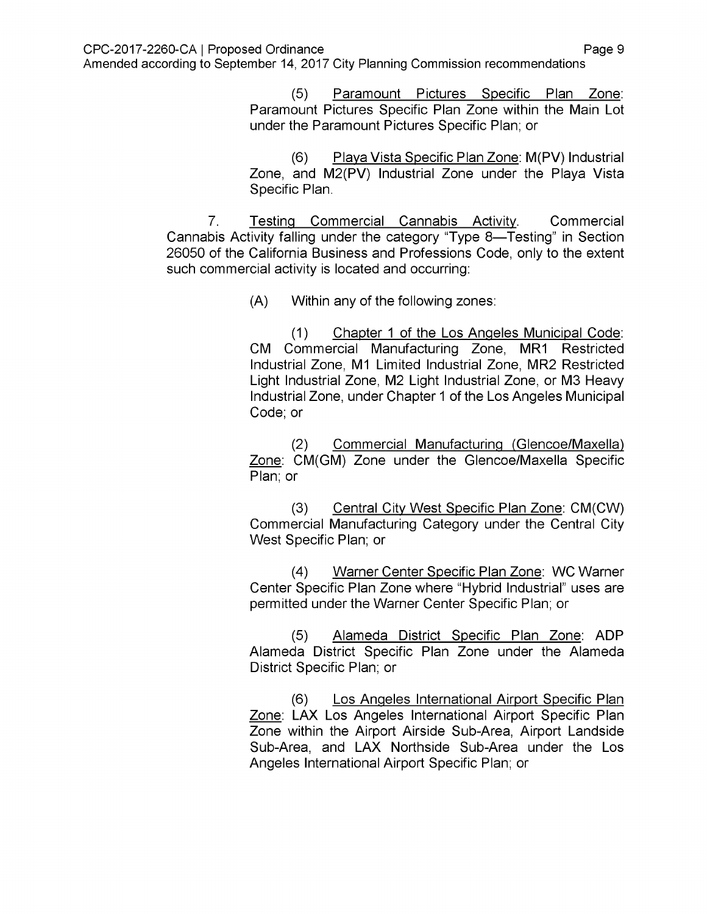(5) Paramount Pictures Specific Plan Zone: Paramount Pictures Specific Plan Zone within the Main Lot under the Paramount Pictures Specific Plan; or

(6) Playa Vista Specific Plan Zone: M(PV) Industrial Zone, and M2(PV) Industrial Zone under the Playa Vista Specific Plan.

7. Testing Commercial Cannabis Activity. Commercial Cannabis Activity falling under the category "Type 8—Testing" in Section 26050 of the California Business and Professions Code, only to the extent such commercial activity is located and occurring:

(A) Within any of the following zones:

(1) Chapter 1 of the Los Angeles Municipal Code: CM Commercial Manufacturing Zone, MR1 Restricted Industrial Zone, M1 Limited Industrial Zone, MR2 Restricted Light Industrial Zone, M2 Light Industrial Zone, or M3 Heavy Industrial Zone, under Chapter 1 of the Los Angeles Municipal Code; or

(2) Commercial Manufacturing (Glencoe/Maxella) Zone: CM(GM) Zone under the Glencoe/Maxella Specific Plan; or

(3) Central City West Specific Plan Zone: CM(CW) Commercial Manufacturing Category under the Central City West Specific Plan; or

(4) Warner Center Specific Plan Zone: WC Warner Center Specific Plan Zone where "Hybrid Industrial" uses are permitted under the Warner Center Specific Plan; or

(5) Alameda District Specific Plan Zone: ADP Alameda District Specific Plan Zone under the Alameda District Specific Plan; or

(6) Los Angeles International Airport Specific Plan Zone: LAX Los Angeles International Airport Specific Plan Zone within the Airport Airside Sub-Area, Airport Landside Sub-Area, and LAX Northside Sub-Area under the Los Angeles International Airport Specific Plan; or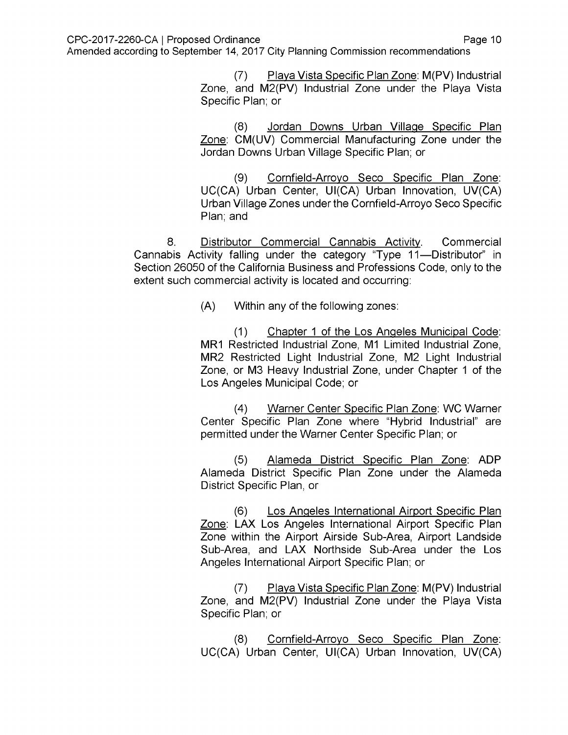(7) Playa Vista Specific Plan Zone: M(PV) Industrial Zone, and M2(PV) Industrial Zone under the Playa Vista Specific Plan; or

(8) Jordan Downs Urban Village Specific Plan Zone: CM(UV) Commercial Manufacturing Zone under the Jordan Downs Urban Village Specific Plan; or

(9) Cornfield-Arroyo Seco Specific Plan Zone: UC(CA) Urban Center, UI(CA) Urban Innovation, UV(CA) Urban Village Zones under the Cornfield-Arroyo Seco Specific Plan; and

8. Distributor Commercial Cannabis Activity. Commercial Cannabis Activity falling under the category "Type 11—Distributor" in Section 26050 of the California Business and Professions Code, only to the extent such commercial activity is located and occurring:

(A) Within any of the following zones:

(1) Chapter 1 of the Los Angeles Municipal Code: MR1 Restricted Industrial Zone, M1 Limited Industrial Zone, MR2 Restricted Light Industrial Zone, M2 Light Industrial Zone, or M3 Heavy Industrial Zone, under Chapter 1 of the Los Angeles Municipal Code; or

(4) Warner Center Specific Plan Zone: WC Warner Center Specific Plan Zone where "Hybrid Industrial" are permitted under the Warner Center Specific Plan; or

(5) Alameda District Specific Plan Zone: ADP Alameda District Specific Plan Zone under the Alameda District Specific Plan, or

(6) Los Angeles International Airport Specific Plan Zone: LAX Los Angeles International Airport Specific Plan Zone within the Airport Airside Sub-Area, Airport Landside Sub-Area, and LAX Northside Sub-Area under the Los Angeles International Airport Specific Plan; or

(7) Playa Vista Specific Plan Zone: M(PV) Industrial Zone, and M2(PV) Industrial Zone under the Playa Vista Specific Plan; or

(8) Cornfield-Arroyo Seco Specific Plan Zone: UC(CA) Urban Center, UI(CA) Urban Innovation, UV(CA)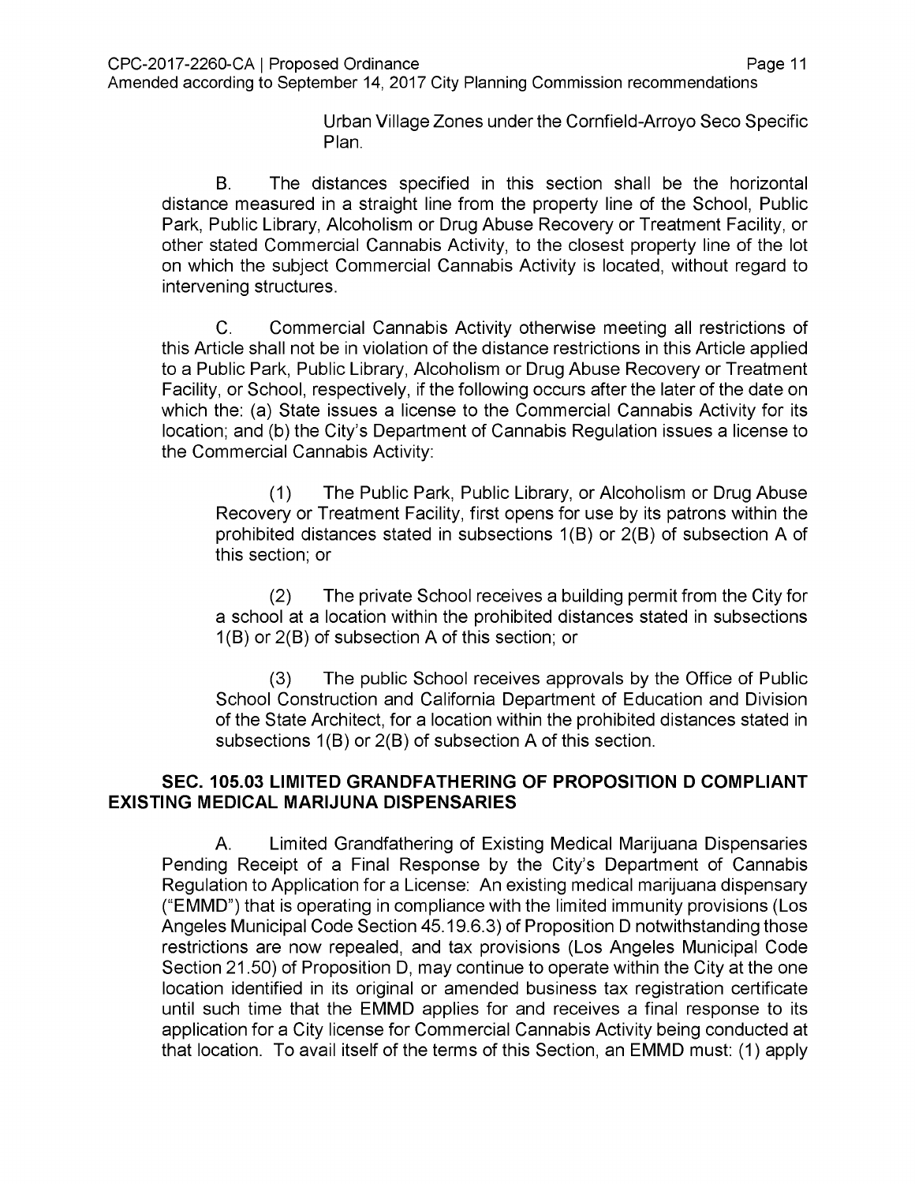Urban Village Zones under the Cornfield-Arroyo Seco Specific Plan.

B. The distances specified in this section shall be the horizontal distance measured in a straight line from the property line of the School, Public Park, Public Library, Alcoholism or Drug Abuse Recovery or Treatment Facility, or other stated Commercial Cannabis Activity, to the closest property line of the lot on which the subject Commercial Cannabis Activity is located, without regard to intervening structures.

C. Commercial Cannabis Activity otherwise meeting all restrictions of this Article shall not be in violation of the distance restrictions in this Article applied to a Public Park, Public Library, Alcoholism or Drug Abuse Recovery or Treatment Facility, or School, respectively, if the following occurs after the later of the date on which the: (a) State issues a license to the Commercial Cannabis Activity for its location; and (b) the City's Department of Cannabis Regulation issues a license to the Commercial Cannabis Activity:

(1) The Public Park, Public Library, or Alcoholism or Drug Abuse Recovery or Treatment Facility, first opens for use by its patrons within the prohibited distances stated in subsections 1(B) or 2(B) of subsection A of this section; or

(2) The private School receives a building permit from the City for a school at a location within the prohibited distances stated in subsections 1(B) or 2(B) of subsection A of this section; or

(3) The public School receives approvals by the Office of Public School Construction and California Department of Education and Division of the State Architect, for a location within the prohibited distances stated in subsections 1(B) or 2(B) of subsection A of this section.

**SEC. 105.03 LIMITED GRANDFATHERING OF PROPOSITION D COMPLIANT EXISTING MEDICAL MARIJUNA DISPENSARIES**

A. Limited Grandfathering of Existing Medical Marijuana Dispensaries Pending Receipt of a Final Response by the City's Department of Cannabis Regulation to Application for a License: An existing medical marijuana dispensary ("EMMD") that is operating in compliance with the limited immunity provisions (Los Angeles Municipal Code Section 45.19.6.3) of Proposition D notwithstanding those restrictions are now repealed, and tax provisions (Los Angeles Municipal Code Section 21.50) of Proposition D, may continue to operate within the City at the one location identified in its original or amended business tax registration certificate until such time that the EMMD applies for and receives a final response to its application for a City license for Commercial Cannabis Activity being conducted at that location. To avail itself of the terms of this Section, an EMMD must: (1) apply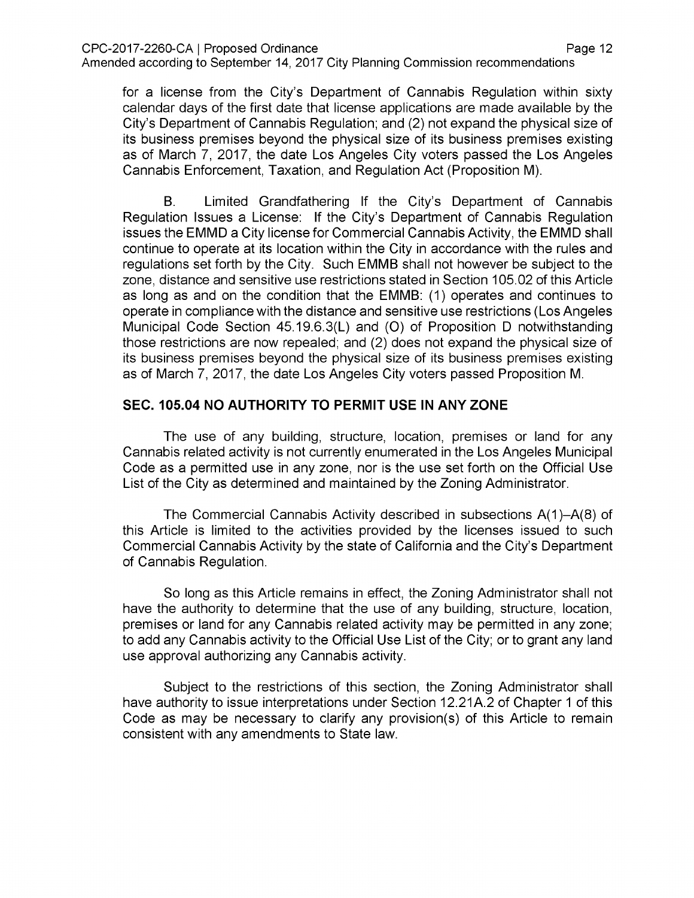for a license from the City's Department of Cannabis Regulation within sixty calendar days of the first date that license applications are made available by the City's Department of Cannabis Regulation; and (2) not expand the physical size of its business premises beyond the physical size of its business premises existing as of March 7, 2017, the date Los Angeles City voters passed the Los Angeles Cannabis Enforcement, Taxation, and Regulation Act (Proposition M).

B. Limited Grandfathering If the City's Department of Cannabis Regulation Issues a License: If the City's Department of Cannabis Regulation issues the EMMD a City license for Commercial Cannabis Activity, the EMMD shall continue to operate at its location within the City in accordance with the rules and regulations set forth by the City. Such EMMB shall not however be subject to the zone, distance and sensitive use restrictions stated in Section 105.02 of this Article as long as and on the condition that the EMMB: (1) operates and continues to operate in compliance with the distance and sensitive use restrictions (Los Angeles Municipal Code Section 45.19.6.3(L) and (O) of Proposition D notwithstanding those restrictions are now repealed; and (2) does not expand the physical size of its business premises beyond the physical size of its business premises existing as of March 7, 2017, the date Los Angeles City voters passed Proposition M.

### SEC. 105.04 NO AUTHORITY TO PERMIT USE IN ANY ZONE

The use of any building, structure, location, premises or land for any Cannabis related activity is not currently enumerated in the Los Angeles Municipal Code as a permitted use in any zone, nor is the use set forth on the Official Use List of the City as determined and maintained by the Zoning Administrator.

The Commercial Cannabis Activity described in subsections A(1)–A(8) of this Article is limited to the activities provided by the licenses issued to such Commercial Cannabis Activity by the state of California and the City's Department of Cannabis Regulation.

So long as this Article remains in effect, the Zoning Administrator shall not have the authority to determine that the use of any building, structure, location, premises or land for any Cannabis related activity may be permitted in any zone; to add any Cannabis activity to the Official Use List of the City; or to grant any land use approval authorizing any Cannabis activity.

Subject to the restrictions of this section, the Zoning Administrator shall have authority to issue interpretations under Section 12.21A.2 of Chapter 1 of this Code as may be necessary to clarify any provision(s) of this Article to remain consistent with any amendments to State law.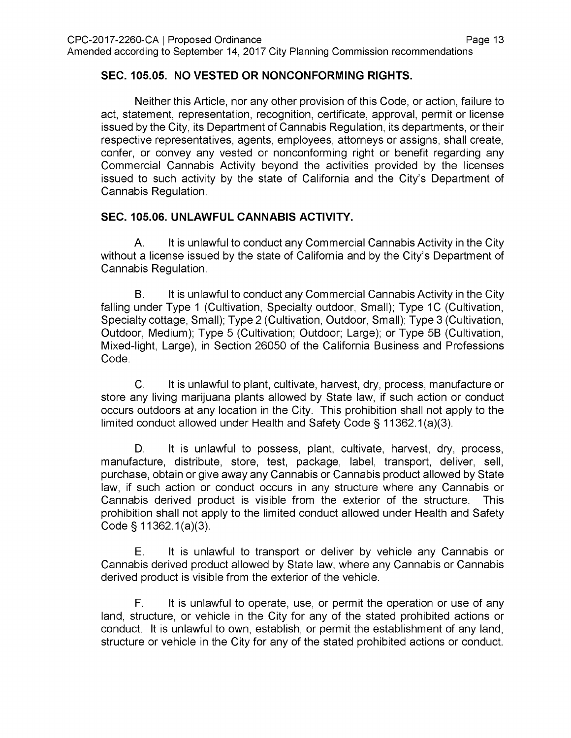### SEC. 105.05. NO VESTED OR NONCONFORMING RIGHTS.

Neither this Article, nor any other provision of this Code, or action, failure to act, statement, representation, recognition, certificate, approval, permit or license issued by the City, its Department of Cannabis Regulation, its departments, or their respective representatives, agents, employees, attorneys or assigns, shall create, confer, or convey any vested or nonconforming right or benefit regarding any Commercial Cannabis Activity beyond the activities provided by the licenses issued to such activity by the state of California and the City's Department of Cannabis Regulation.

### SEC. 105.06. UNLAWFUL CANNABIS ACTIVITY.

A. It is unlawful to conduct any Commercial Cannabis Activity in the City without a license issued by the state of California and by the City's Department of Cannabis Regulation.

B. It is unlawful to conduct any Commercial Cannabis Activity in the City falling under Type 1 (Cultivation, Specialty outdoor, Small); Type 1C (Cultivation, Specialty cottage, Small); Type 2 (Cultivation, Outdoor, Small); Type 3 (Cultivation, Outdoor, Medium); Type 5 (Cultivation; Outdoor; Large); or Type 5B (Cultivation, Mixed-light, Large), in Section 26050 of the California Business and Professions Code.

C. It is unlawful to plant, cultivate, harvest, dry, process, manufacture or store any living marijuana plants allowed by State law, if such action or conduct occurs outdoors at any location in the City. This prohibition shall not apply to the limited conduct allowed under Health and Safety Code § 11362.1(a)(3).

D. It is unlawful to possess, plant, cultivate, harvest, dry, process, manufacture, distribute, store, test, package, label, transport, deliver, sell, purchase, obtain or give away any Cannabis or Cannabis product allowed by State law, if such action or conduct occurs in any structure where any Cannabis or Cannabis derived product is visible from the exterior of the structure. This prohibition shall not apply to the limited conduct allowed under Health and Safety Code § 11362.1(a)(3).

E. It is unlawful to transport or deliver by vehicle any Cannabis or Cannabis derived product allowed by State law, where any Cannabis or Cannabis derived product is visible from the exterior of the vehicle.

F. It is unlawful to operate, use, or permit the operation or use of any land, structure, or vehicle in the City for any of the stated prohibited actions or conduct. It is unlawful to own, establish, or permit the establishment of any land, structure or vehicle in the City for any of the stated prohibited actions or conduct.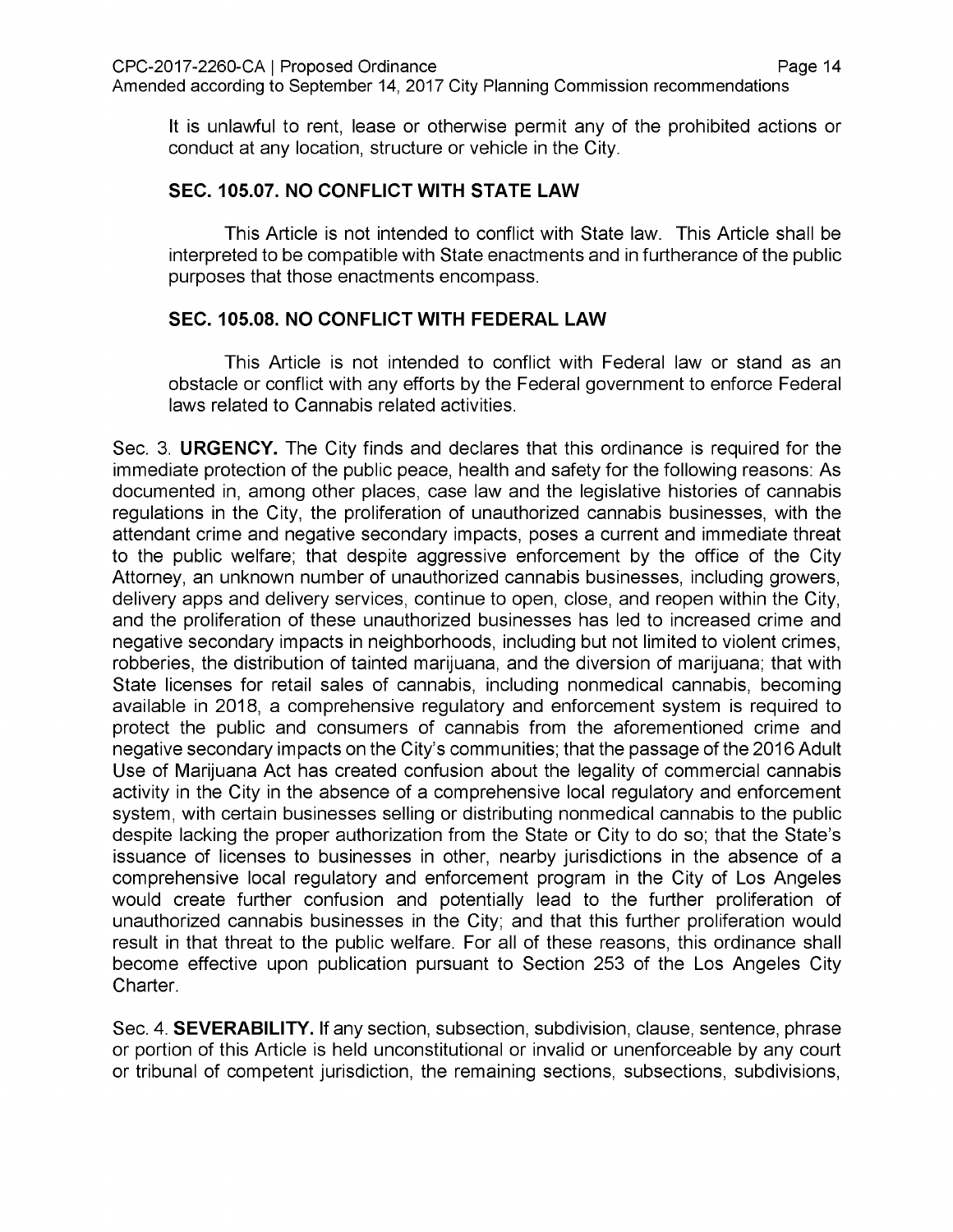It is unlawful to rent, lease or otherwise permit any of the prohibited actions or conduct at any location, structure or vehicle in the City.

### SEC. 105.07. NO CONFLICT WITH STATE LAW

This Article is not intended to conflict with State law. This Article shall be interpreted to be compatible with State enactments and in furtherance of the public purposes that those enactments encompass.

### SEC. 105.08. NO CONFLICT WITH FEDERAL LAW

This Article is not intended to conflict with Federal law or stand as an obstacle or conflict with any efforts by the Federal government to enforce Federal laws related to Cannabis related activities.

Sec. 3. **URGENCY.** The City finds and declares that this ordinance is required for the immediate protection of the public peace, health and safety for the following reasons: As documented in, among other places, case law and the legislative histories of cannabis regulations in the City, the proliferation of unauthorized cannabis businesses, with the attendant crime and negative secondary impacts, poses a current and immediate threat to the public welfare; that despite aggressive enforcement by the office of the City Attorney, an unknown number of unauthorized cannabis businesses, including growers, delivery apps and delivery services, continue to open, close, and reopen within the City, and the proliferation of these unauthorized businesses has led to increased crime and negative secondary impacts in neighborhoods, including but not limited to violent crimes, robberies, the distribution of tainted marijuana, and the diversion of marijuana; that with State licenses for retail sales of cannabis, including nonmedical cannabis, becoming available in 2018, a comprehensive regulatory and enforcement system is required to protect the public and consumers of cannabis from the aforementioned crime and negative secondary impacts on the City's communities; that the passage of the 2016 Adult Use of Marijuana Act has created confusion about the legality of commercial cannabis activity in the City in the absence of a comprehensive local regulatory and enforcement system, with certain businesses selling or distributing nonmedical cannabis to the public despite lacking the proper authorization from the State or City to do so; that the State's issuance of licenses to businesses in other, nearby jurisdictions in the absence of a comprehensive local regulatory and enforcement program in the City of Los Angeles would create further confusion and potentially lead to the further proliferation of unauthorized cannabis businesses in the City; and that this further proliferation would result in that threat to the public welfare. For all of these reasons, this ordinance shall become effective upon publication pursuant to Section 253 of the Los Angeles City Charter.

Sec. 4. **SEVERABILITY.** If any section, subsection, subdivision, clause, sentence, phrase or portion of this Article is held unconstitutional or invalid or unenforceable by any court or tribunal of competent jurisdiction, the remaining sections, subsections, subdivisions,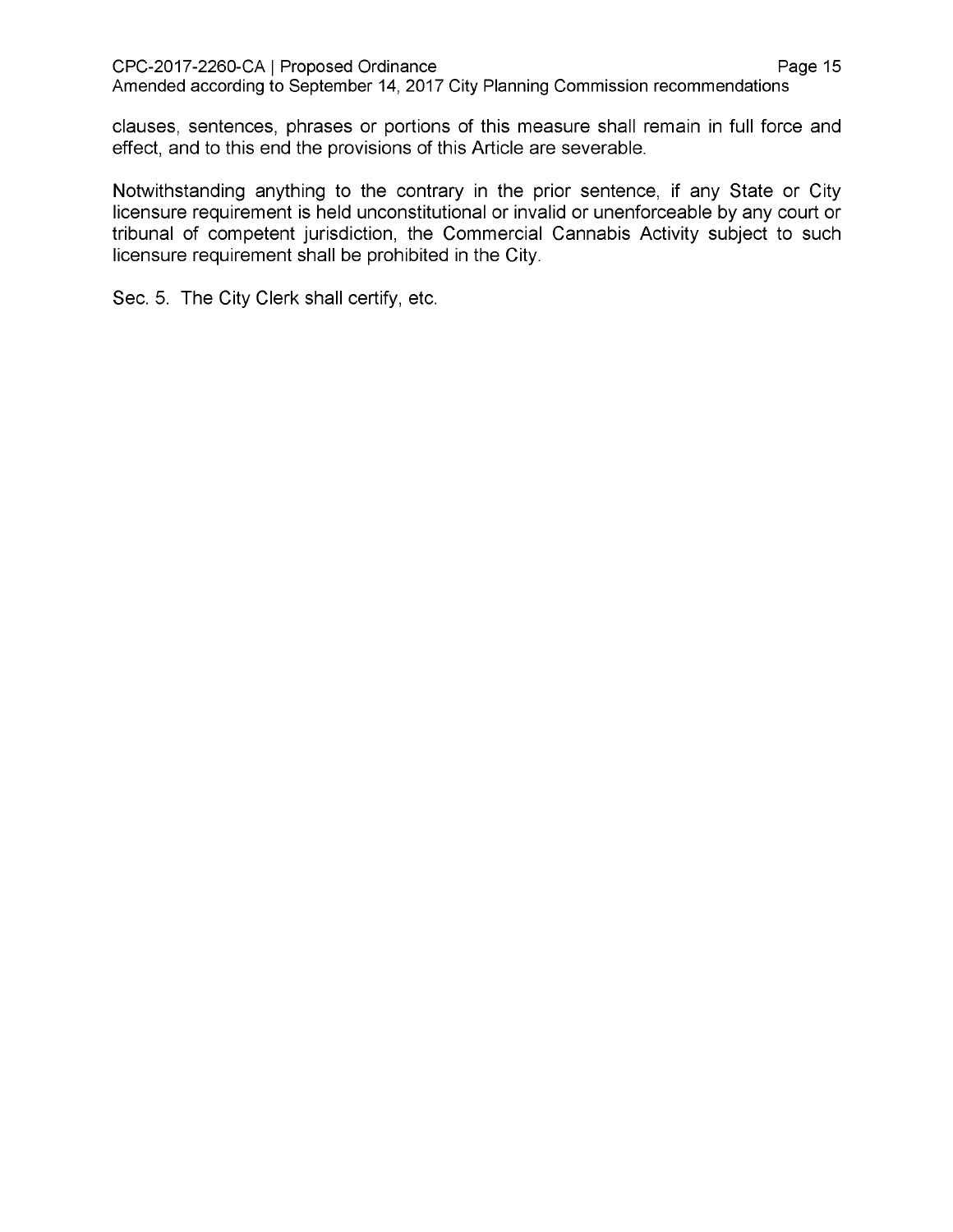clauses, sentences, phrases or portions of this measure shall remain in full force and effect, and to this end the provisions of this Article are severable.

Notwithstanding anything to the contrary in the prior sentence, if any State or City licensure requirement is held unconstitutional or invalid or unenforceable by any court or tribunal of competent jurisdiction, the Commercial Cannabis Activity subject to such licensure requirement shall be prohibited in the City.

Sec. 5. The City Clerk shall certify, etc.